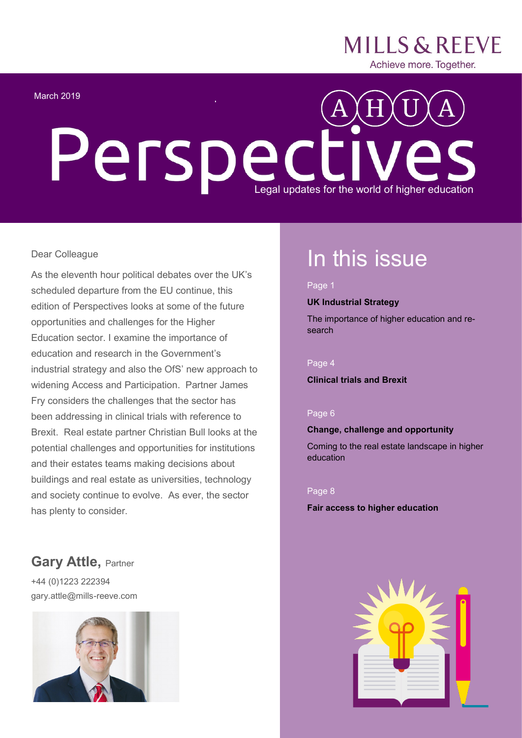MILLS & REEVE

Achieve more. Together.

March 2019

AHUA

# Perspectives

Legal updates for the world of higher education

Dear Colleague

As the eleventh hour political debates over the UK's scheduled departure from the EU continue, this edition of Perspectives looks at some of the future opportunities and challenges for the Higher Education sector. I examine the importance of education and research in the Government's industrial strategy and also the OfS' new approach to widening Access and Participation. Partner James Fry considers the challenges that the sector has been addressing in clinical trials with reference to Brexit. Real estate partner Christian Bull looks at the potential challenges and opportunities for institutions and their estates teams making decisions about buildings and real estate as universities, technology and society continue to evolve. As ever, the sector has plenty to consider.

**Gary Attle,** Partner

+44 (0)1223 222394

gary.attle@mills-reeve.com

## In this issue

Page 1

**UK Industrial Strategy**

The importance of higher education and research

Page 4

**Clinical trials and Brexit**

Page 6

**Change, challenge and opportunity**

Coming to the real estate landscape in higher education

Page 8

**Fair access to higher education**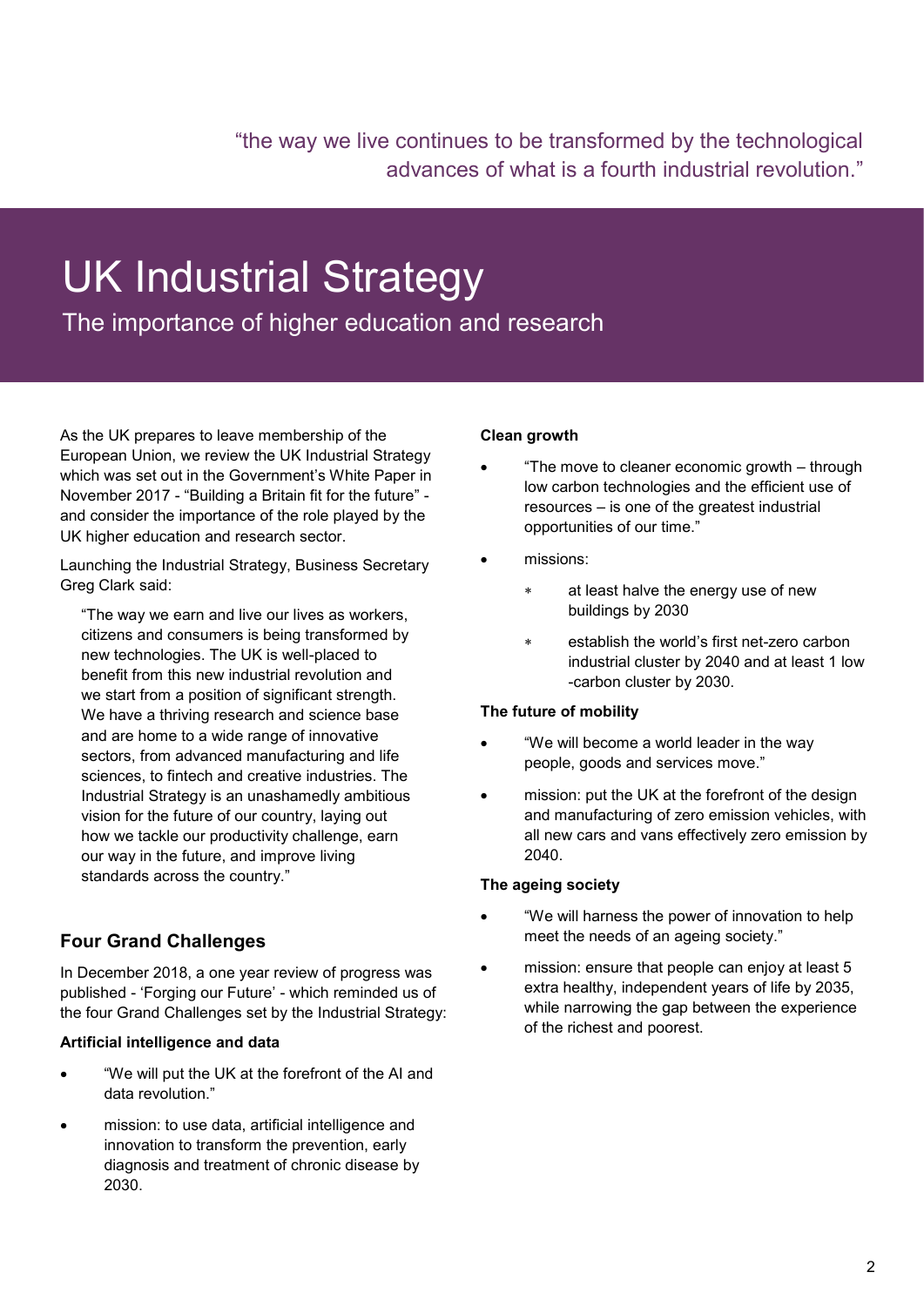“the way we live continues to be transformed by the technological advances of what is a fourth industrial revolution.”

# UK Industrial Strategy

## The importance of higher education and research

As the UK prepares to leave membership of the European Union, we review the UK Industrial Strategy which was set out in the Government’s White Paper in November 2017 - “Building a Britain fit for the future” - and consider the importance of the role played by the UK higher education and research sector.

Launching the Industrial Strategy, Business Secretary Greg Clark said:

> “The way we earn and live our lives as workers, citizens and consumers is being transformed by new technologies. The UK is well-placed to benefit from this new industrial revolution and we start from a position of significant strength. We have a thriving research and science base and are home to a wide range of innovative sectors, from advanced manufacturing and life sciences, to fintech and creative industries. The Industrial Strategy is an unashamedly ambitious vision for the future of our country, laying out how we tackle our productivity challenge, earn our way in the future, and improve living standards across the country.”

### Four Grand Challenges

In December 2018, a one year review of progress was published - ‘Forging our Future’ - which reminded us of the four Grand Challenges set by the Industrial Strategy:

**Artificial intelligence and data**

- “We will put the UK at the forefront of the AI and data revolution.”
- mission: to use data, artificial intelligence and innovation to transform the prevention, early diagnosis and treatment of chronic disease by 2030.

**Clean growth**

- “The move to cleaner economic growth – through low carbon technologies and the efficient use of resources – is one of the greatest industrial opportunities of our time.”
- missions:
    - at least halve the energy use of new buildings by 2030
    - establish the world’s first net-zero carbon industrial cluster by 2040 and at least 1 low-carbon cluster by 2030.

**The future of mobility**

- “We will become a world leader in the way people, goods and services move.”
- mission: put the UK at the forefront of the design and manufacturing of zero emission vehicles, with all new cars and vans effectively zero emission by 2040.

**The ageing society**

- “We will harness the power of innovation to help meet the needs of an ageing society.”
- mission: ensure that people can enjoy at least 5 extra healthy, independent years of life by 2035, while narrowing the gap between the experience of the richest and poorest.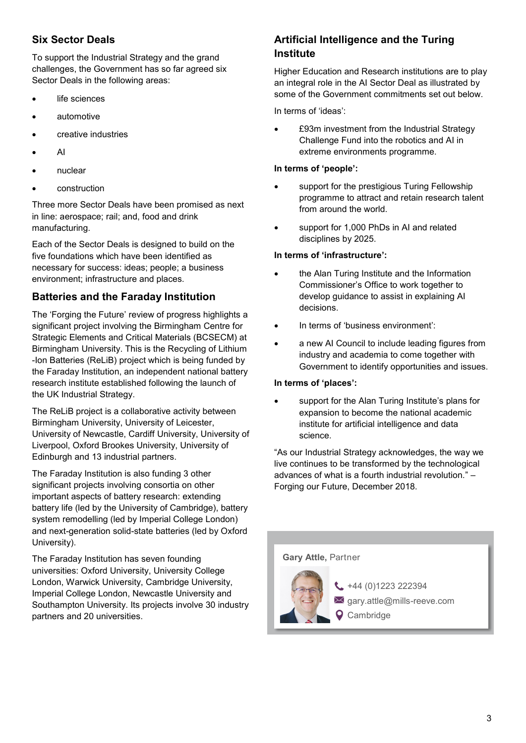## Six Sector Deals

To support the Industrial Strategy and the grand challenges, the Government has so far agreed six Sector Deals in the following areas:

- life sciences
- automotive
- creative industries
- AI
- nuclear
- construction

Three more Sector Deals have been promised as next in line: aerospace; rail; and, food and drink manufacturing.

Each of the Sector Deals is designed to build on the five foundations which have been identified as necessary for success: ideas; people; a business environment; infrastructure and places.

## Batteries and the Faraday Institution

The 'Forging the Future' review of progress highlights a significant project involving the Birmingham Centre for Strategic Elements and Critical Materials (BCSECM) at Birmingham University. This is the Recycling of Lithium -Ion Batteries (ReLiB) project which is being funded by the Faraday Institution, an independent national battery research institute established following the launch of the UK Industrial Strategy.

The ReLiB project is a collaborative activity between Birmingham University, University of Leicester, University of Newcastle, Cardiff University, University of Liverpool, Oxford Brookes University, University of Edinburgh and 13 industrial partners.

The Faraday Institution is also funding 3 other significant projects involving consortia on other important aspects of battery research: extending battery life (led by the University of Cambridge), battery system remodelling (led by Imperial College London) and next-generation solid-state batteries (led by Oxford University).

The Faraday Institution has seven founding universities: Oxford University, University College London, Warwick University, Cambridge University, Imperial College London, Newcastle University and Southampton University. Its projects involve 30 industry partners and 20 universities.

## Artificial Intelligence and the Turing Institute

Higher Education and Research institutions are to play an integral role in the AI Sector Deal as illustrated by some of the Government commitments set out below.

In terms of 'ideas':

- £93m investment from the Industrial Strategy Challenge Fund into the robotics and AI in extreme environments programme.

**In terms of 'people':**

- support for the prestigious Turing Fellowship programme to attract and retain research talent from around the world.
- support for 1,000 PhDs in AI and related disciplines by 2025.

**In terms of 'infrastructure':**

- the Alan Turing Institute and the Information Commissioner's Office to work together to develop guidance to assist in explaining AI decisions.
- In terms of 'business environment':
- a new AI Council to include leading figures from industry and academia to come together with Government to identify opportunities and issues.

**In terms of 'places':**

- support for the Alan Turing Institute's plans for expansion to become the national academic institute for artificial intelligence and data science.

"As our Industrial Strategy acknowledges, the way we live continues to be transformed by the technological advances of what is a fourth industrial revolution." – Forging our Future, December 2018.

**Gary Attle,** Partner

+44 (0)1223 222394
gary.attle@mills-reeve.com
Cambridge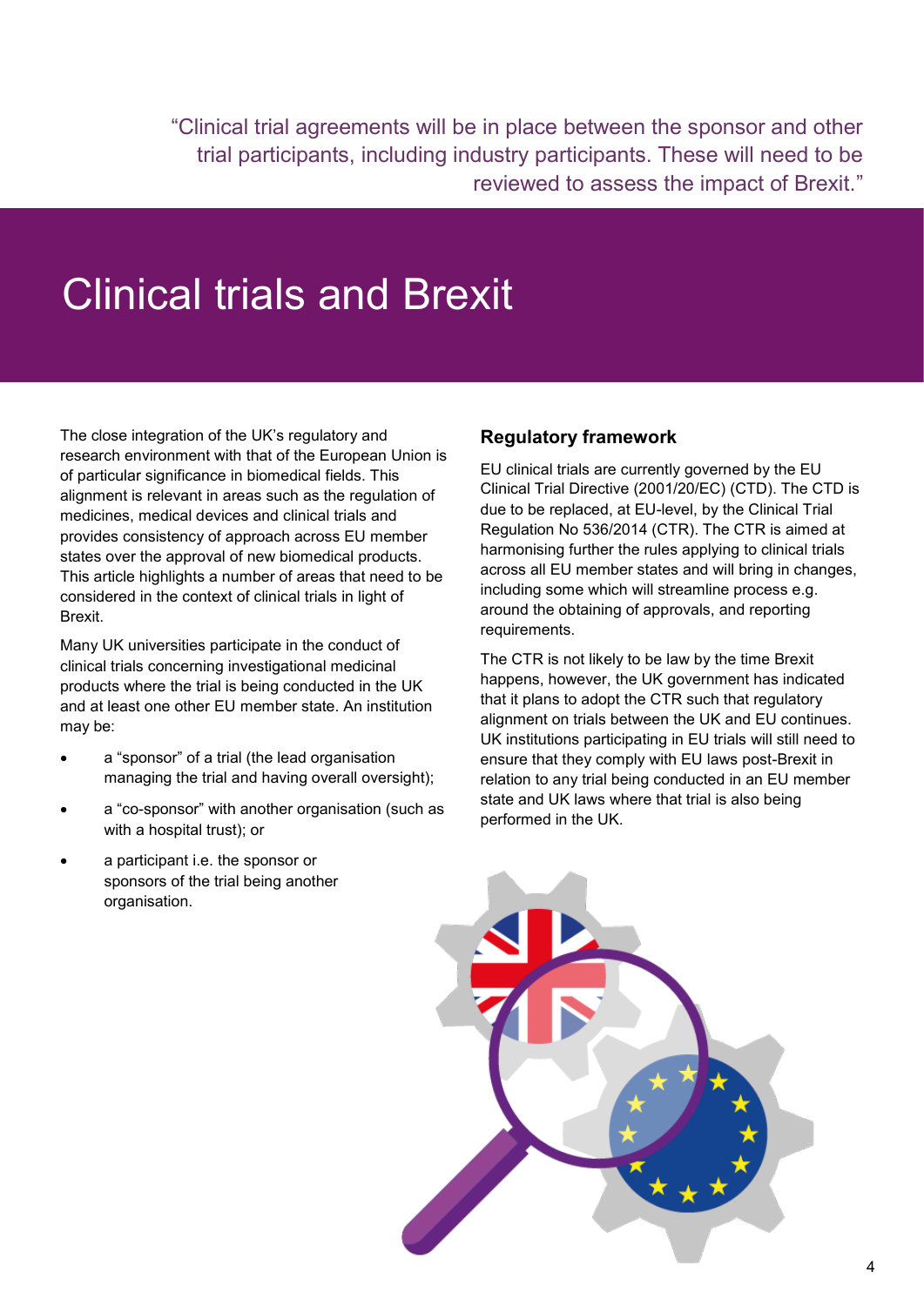> "Clinical trial agreements will be in place between the sponsor and other trial participants, including industry participants. These will need to be reviewed to assess the impact of Brexit."

# Clinical trials and Brexit

The close integration of the UK's regulatory and research environment with that of the European Union is of particular significance in biomedical fields. This alignment is relevant in areas such as the regulation of medicines, medical devices and clinical trials and provides consistency of approach across EU member states over the approval of new biomedical products. This article highlights a number of areas that need to be considered in the context of clinical trials in light of Brexit.

Many UK universities participate in the conduct of clinical trials concerning investigational medicinal products where the trial is being conducted in the UK and at least one other EU member state. An institution may be:

- a "sponsor" of a trial (the lead organisation managing the trial and having overall oversight);
- a "co-sponsor" with another organisation (such as with a hospital trust); or
- a participant i.e. the sponsor or sponsors of the trial being another organisation.

## Regulatory framework

EU clinical trials are currently governed by the EU Clinical Trial Directive (2001/20/EC) (CTD). The CTD is due to be replaced, at EU-level, by the Clinical Trial Regulation No 536/2014 (CTR). The CTR is aimed at harmonising further the rules applying to clinical trials across all EU member states and will bring in changes, including some which will streamline process e.g. around the obtaining of approvals, and reporting requirements.

The CTR is not likely to be law by the time Brexit happens, however, the UK government has indicated that it plans to adopt the CTR such that regulatory alignment on trials between the UK and EU continues. UK institutions participating in EU trials will still need to ensure that they comply with EU laws post-Brexit in relation to any trial being conducted in an EU member state and UK laws where that trial is also being performed in the UK.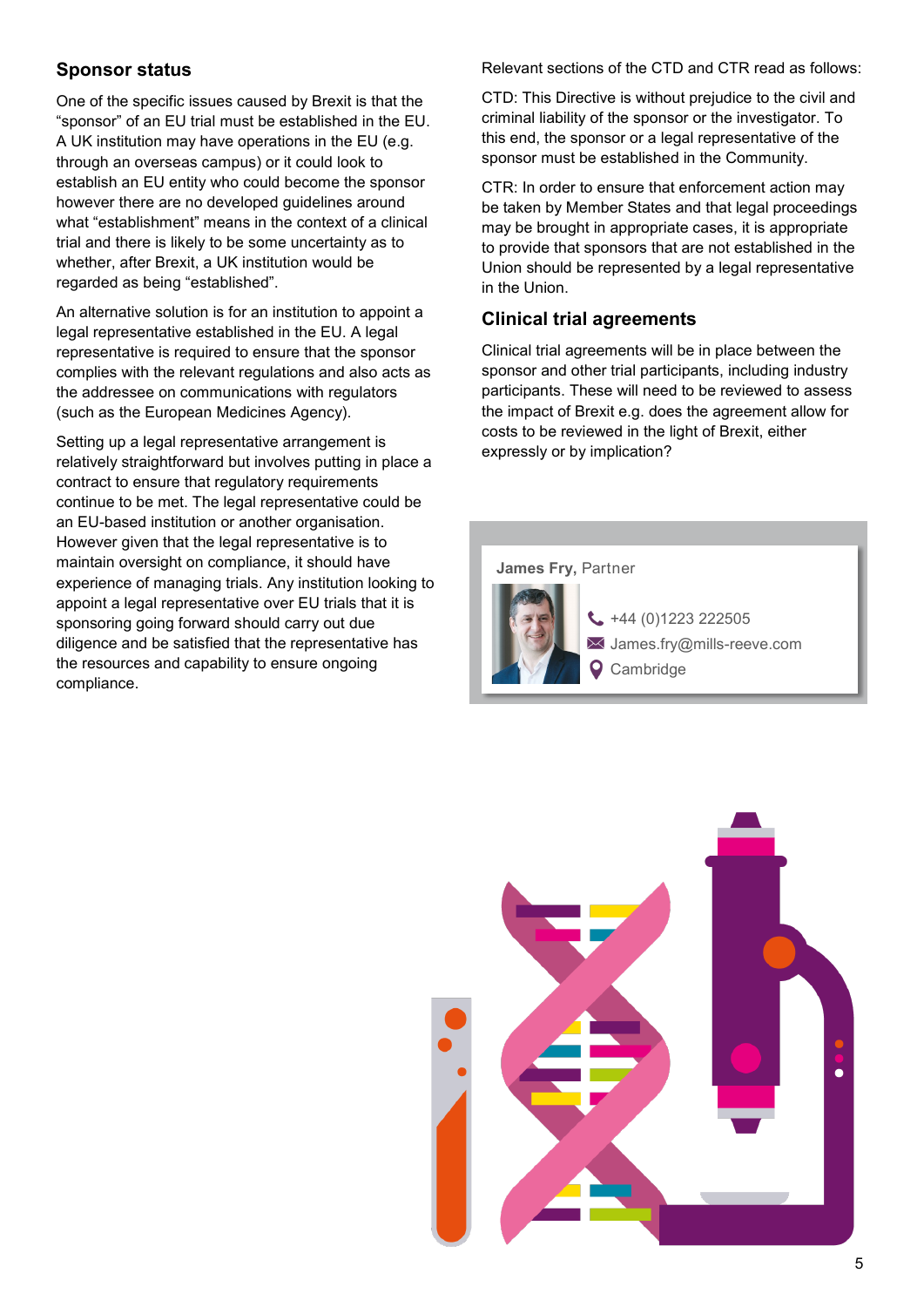## Sponsor status

One of the specific issues caused by Brexit is that the "sponsor" of an EU trial must be established in the EU. A UK institution may have operations in the EU (e.g. through an overseas campus) or it could look to establish an EU entity who could become the sponsor however there are no developed guidelines around what "establishment" means in the context of a clinical trial and there is likely to be some uncertainty as to whether, after Brexit, a UK institution would be regarded as being "established".

An alternative solution is for an institution to appoint a legal representative established in the EU. A legal representative is required to ensure that the sponsor complies with the relevant regulations and also acts as the addressee on communications with regulators (such as the European Medicines Agency).

Setting up a legal representative arrangement is relatively straightforward but involves putting in place a contract to ensure that regulatory requirements continue to be met. The legal representative could be an EU-based institution or another organisation. However given that the legal representative is to maintain oversight on compliance, it should have experience of managing trials. Any institution looking to appoint a legal representative over EU trials that it is sponsoring going forward should carry out due diligence and be satisfied that the representative has the resources and capability to ensure ongoing compliance.

Relevant sections of the CTD and CTR read as follows:

CTD: This Directive is without prejudice to the civil and criminal liability of the sponsor or the investigator. To this end, the sponsor or a legal representative of the sponsor must be established in the Community.

CTR: In order to ensure that enforcement action may be taken by Member States and that legal proceedings may be brought in appropriate cases, it is appropriate to provide that sponsors that are not established in the Union should be represented by a legal representative in the Union.

## Clinical trial agreements

Clinical trial agreements will be in place between the sponsor and other trial participants, including industry participants. These will need to be reviewed to assess the impact of Brexit e.g. does the agreement allow for costs to be reviewed in the light of Brexit, either expressly or by implication?

**James Fry,** Partner

+44 (0)1223 222505
James.fry@mills-reeve.com
Cambridge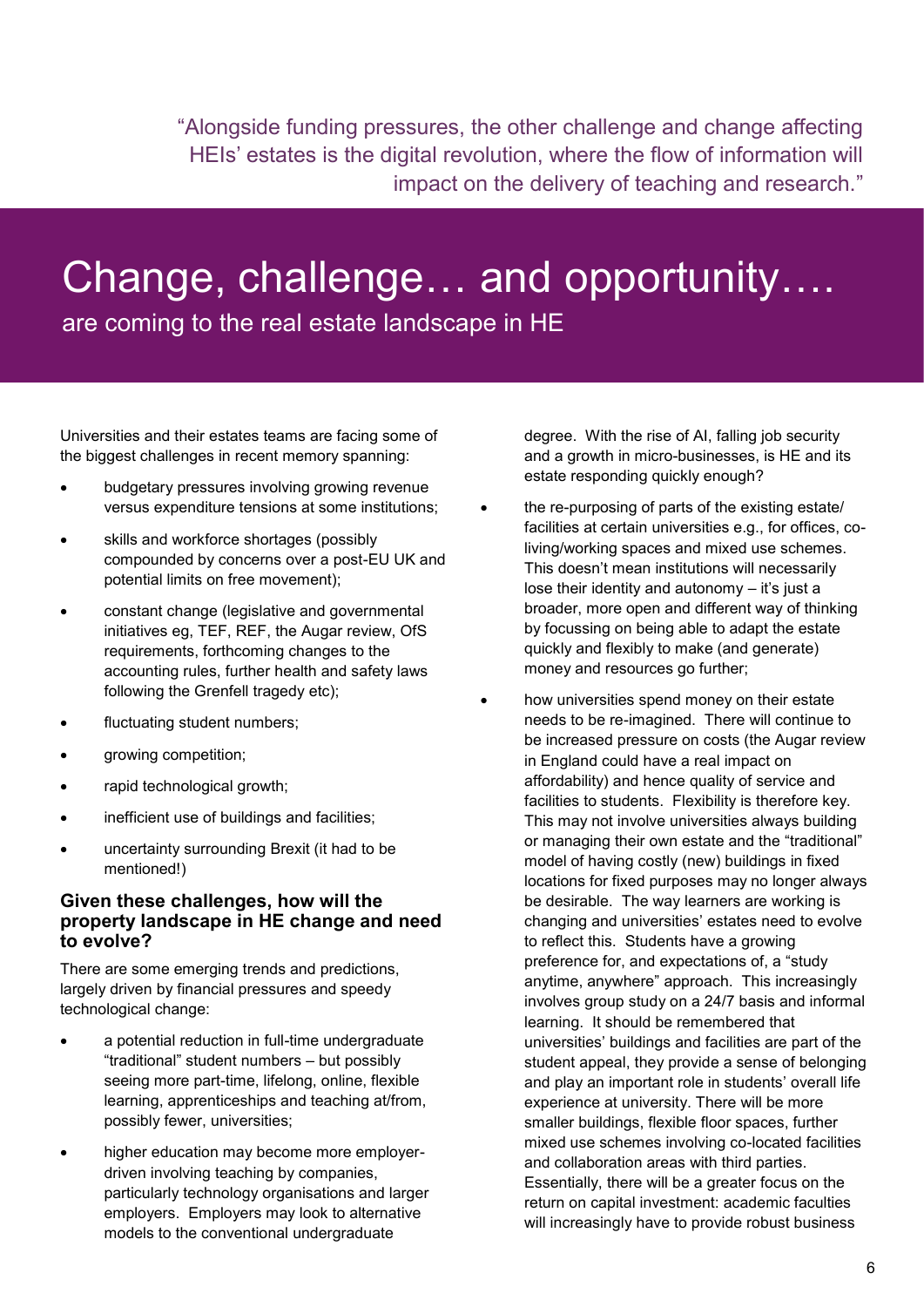> "Alongside funding pressures, the other challenge and change affecting HEIs' estates is the digital revolution, where the flow of information will impact on the delivery of teaching and research."

# Change, challenge… and opportunity….

are coming to the real estate landscape in HE

Universities and their estates teams are facing some of the biggest challenges in recent memory spanning:

- budgetary pressures involving growing revenue versus expenditure tensions at some institutions;
- skills and workforce shortages (possibly compounded by concerns over a post-EU UK and potential limits on free movement);
- constant change (legislative and governmental initiatives eg, TEF, REF, the Augar review, OfS requirements, forthcoming changes to the accounting rules, further health and safety laws following the Grenfell tragedy etc);
- fluctuating student numbers;
- growing competition;
- rapid technological growth;
- inefficient use of buildings and facilities;
- uncertainty surrounding Brexit (it had to be mentioned!)

### Given these challenges, how will the property landscape in HE change and need to evolve?

There are some emerging trends and predictions, largely driven by financial pressures and speedy technological change:

- a potential reduction in full-time undergraduate "traditional" student numbers – but possibly seeing more part-time, lifelong, online, flexible learning, apprenticeships and teaching at/from, possibly fewer, universities;
- higher education may become more employer-driven involving teaching by companies, particularly technology organisations and larger employers. Employers may look to alternative models to the conventional undergraduate degree. With the rise of AI, falling job security and a growth in micro-businesses, is HE and its estate responding quickly enough?
- the re-purposing of parts of the existing estate/ facilities at certain universities e.g., for offices, co-living/working spaces and mixed use schemes. This doesn't mean institutions will necessarily lose their identity and autonomy – it's just a broader, more open and different way of thinking by focussing on being able to adapt the estate quickly and flexibly to make (and generate) money and resources go further;
- how universities spend money on their estate needs to be re-imagined. There will continue to be increased pressure on costs (the Augar review in England could have a real impact on affordability) and hence quality of service and facilities to students. Flexibility is therefore key. This may not involve universities always building or managing their own estate and the "traditional" model of having costly (new) buildings in fixed locations for fixed purposes may no longer always be desirable. The way learners are working is changing and universities' estates need to evolve to reflect this. Students have a growing preference for, and expectations of, a "study anytime, anywhere" approach. This increasingly involves group study on a 24/7 basis and informal learning. It should be remembered that universities' buildings and facilities are part of the student appeal, they provide a sense of belonging and play an important role in students' overall life experience at university. There will be more smaller buildings, flexible floor spaces, further mixed use schemes involving co-located facilities and collaboration areas with third parties. Essentially, there will be a greater focus on the return on capital investment: academic faculties will increasingly have to provide robust business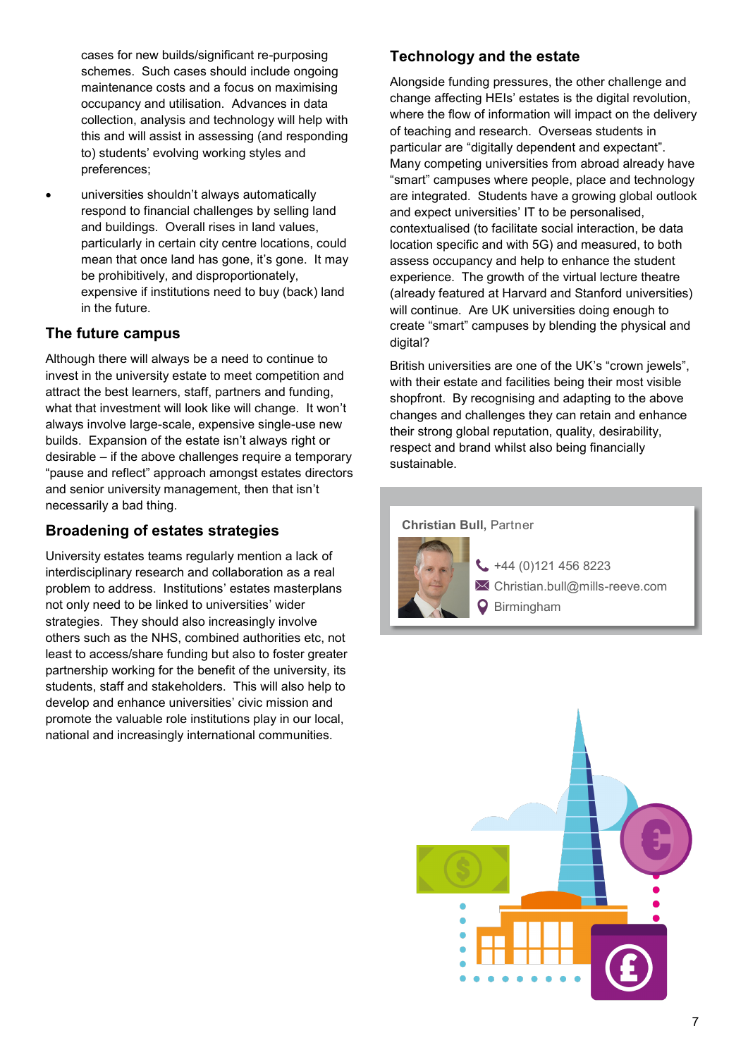cases for new builds/significant re-purposing schemes. Such cases should include ongoing maintenance costs and a focus on maximising occupancy and utilisation. Advances in data collection, analysis and technology will help with this and will assist in assessing (and responding to) students' evolving working styles and preferences;

- universities shouldn't always automatically respond to financial challenges by selling land and buildings. Overall rises in land values, particularly in certain city centre locations, could mean that once land has gone, it's gone. It may be prohibitively, and disproportionately, expensive if institutions need to buy (back) land in the future.

## The future campus

Although there will always be a need to continue to invest in the university estate to meet competition and attract the best learners, staff, partners and funding, what that investment will look like will change. It won't always involve large-scale, expensive single-use new builds. Expansion of the estate isn't always right or desirable – if the above challenges require a temporary "pause and reflect" approach amongst estates directors and senior university management, then that isn't necessarily a bad thing.

## Broadening of estates strategies

University estates teams regularly mention a lack of interdisciplinary research and collaboration as a real problem to address. Institutions' estates masterplans not only need to be linked to universities' wider strategies. They should also increasingly involve others such as the NHS, combined authorities etc, not least to access/share funding but also to foster greater partnership working for the benefit of the university, its students, staff and stakeholders. This will also help to develop and enhance universities' civic mission and promote the valuable role institutions play in our local, national and increasingly international communities.

## Technology and the estate

Alongside funding pressures, the other challenge and change affecting HEIs' estates is the digital revolution, where the flow of information will impact on the delivery of teaching and research. Overseas students in particular are "digitally dependent and expectant". Many competing universities from abroad already have "smart" campuses where people, place and technology are integrated. Students have a growing global outlook and expect universities' IT to be personalised, contextualised (to facilitate social interaction, be data location specific and with 5G) and measured, to both assess occupancy and help to enhance the student experience. The growth of the virtual lecture theatre (already featured at Harvard and Stanford universities) will continue. Are UK universities doing enough to create "smart" campuses by blending the physical and digital?

British universities are one of the UK's "crown jewels", with their estate and facilities being their most visible shopfront. By recognising and adapting to the above changes and challenges they can retain and enhance their strong global reputation, quality, desirability, respect and brand whilst also being financially sustainable.

**Christian Bull**, Partner

+44 (0)121 456 8223
Christian.bull@mills-reeve.com
Birmingham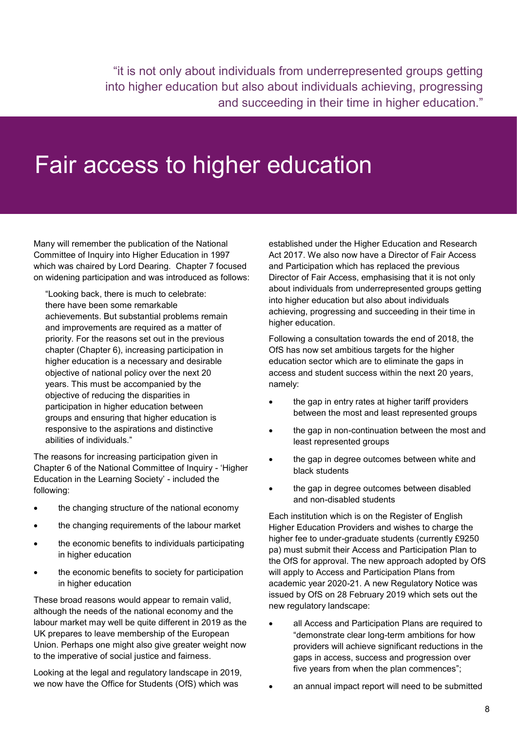"it is not only about individuals from underrepresented groups getting into higher education but also about individuals achieving, progressing and succeeding in their time in higher education."

# Fair access to higher education

Many will remember the publication of the National Committee of Inquiry into Higher Education in 1997 which was chaired by Lord Dearing. Chapter 7 focused on widening participation and was introduced as follows:

> "Looking back, there is much to celebrate: there have been some remarkable achievements. But substantial problems remain and improvements are required as a matter of priority. For the reasons set out in the previous chapter (Chapter 6), increasing participation in higher education is a necessary and desirable objective of national policy over the next 20 years. This must be accompanied by the objective of reducing the disparities in participation in higher education between groups and ensuring that higher education is responsive to the aspirations and distinctive abilities of individuals."

The reasons for increasing participation given in Chapter 6 of the National Committee of Inquiry - 'Higher Education in the Learning Society' - included the following:

- the changing structure of the national economy
- the changing requirements of the labour market
- the economic benefits to individuals participating in higher education
- the economic benefits to society for participation in higher education

These broad reasons would appear to remain valid, although the needs of the national economy and the labour market may well be quite different in 2019 as the UK prepares to leave membership of the European Union. Perhaps one might also give greater weight now to the imperative of social justice and fairness.

Looking at the legal and regulatory landscape in 2019, we now have the Office for Students (OfS) which was established under the Higher Education and Research Act 2017. We also now have a Director of Fair Access and Participation which has replaced the previous Director of Fair Access, emphasising that it is not only about individuals from underrepresented groups getting into higher education but also about individuals achieving, progressing and succeeding in their time in higher education.

Following a consultation towards the end of 2018, the OfS has now set ambitious targets for the higher education sector which are to eliminate the gaps in access and student success within the next 20 years, namely:

- the gap in entry rates at higher tariff providers between the most and least represented groups
- the gap in non-continuation between the most and least represented groups
- the gap in degree outcomes between white and black students
- the gap in degree outcomes between disabled and non-disabled students

Each institution which is on the Register of English Higher Education Providers and wishes to charge the higher fee to under-graduate students (currently £9250 pa) must submit their Access and Participation Plan to the OfS for approval. The new approach adopted by OfS will apply to Access and Participation Plans from academic year 2020-21. A new Regulatory Notice was issued by OfS on 28 February 2019 which sets out the new regulatory landscape:

- all Access and Participation Plans are required to "demonstrate clear long-term ambitions for how providers will achieve significant reductions in the gaps in access, success and progression over five years from when the plan commences";
- an annual impact report will need to be submitted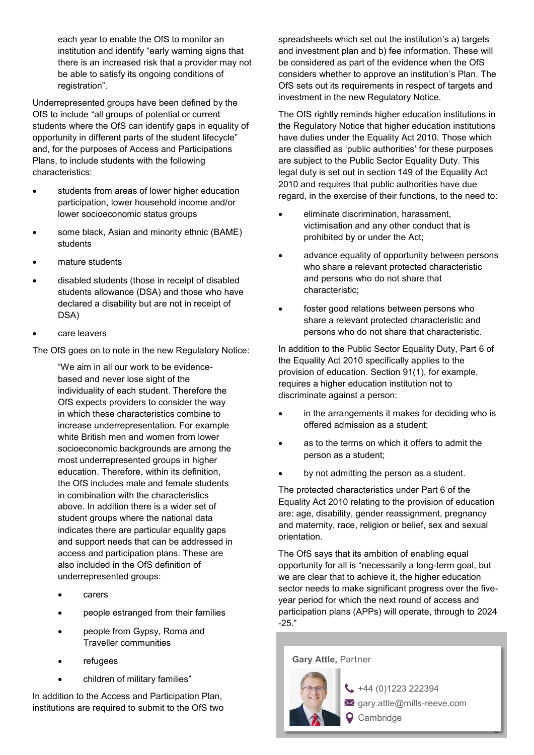each year to enable the OfS to monitor an institution and identify “early warning signs that there is an increased risk that a provider may not be able to satisfy its ongoing conditions of registration”.

Underrepresented groups have been defined by the OfS to include “all groups of potential or current students where the OfS can identify gaps in equality of opportunity in different parts of the student lifecycle” and, for the purposes of Access and Participations Plans, to include students with the following characteristics:

- students from areas of lower higher education participation, lower household income and/or lower socioeconomic status groups
- some black, Asian and minority ethnic (BAME) students
- mature students
- disabled students (those in receipt of disabled students allowance (DSA) and those who have declared a disability but are not in receipt of DSA)
- care leavers

The OfS goes on to note in the new Regulatory Notice:

> “We aim in all our work to be evidence-based and never lose sight of the individuality of each student. Therefore the OfS expects providers to consider the way in which these characteristics combine to increase underrepresentation. For example white British men and women from lower socioeconomic backgrounds are among the most underrepresented groups in higher education. Therefore, within its definition, the OfS includes male and female students in combination with the characteristics above. In addition there is a wider set of student groups where the national data indicates there are particular equality gaps and support needs that can be addressed in access and participation plans. These are also included in the OfS definition of underrepresented groups:
>
> - carers
> - people estranged from their families
> - people from Gypsy, Roma and Traveller communities
> - refugees
> - children of military families”

In addition to the Access and Participation Plan, institutions are required to submit to the OfS two spreadsheets which set out the institution’s a) targets and investment plan and b) fee information. These will be considered as part of the evidence when the OfS considers whether to approve an institution’s Plan. The OfS sets out its requirements in respect of targets and investment in the new Regulatory Notice.

The OfS rightly reminds higher education institutions in the Regulatory Notice that higher education institutions have duties under the Equality Act 2010. Those which are classified as ‘public authorities’ for these purposes are subject to the Public Sector Equality Duty. This legal duty is set out in section 149 of the Equality Act 2010 and requires that public authorities have due regard, in the exercise of their functions, to the need to:

- eliminate discrimination, harassment, victimisation and any other conduct that is prohibited by or under the Act;
- advance equality of opportunity between persons who share a relevant protected characteristic and persons who do not share that characteristic;
- foster good relations between persons who share a relevant protected characteristic and persons who do not share that characteristic.

In addition to the Public Sector Equality Duty, Part 6 of the Equality Act 2010 specifically applies to the provision of education. Section 91(1), for example, requires a higher education institution not to discriminate against a person:

- in the arrangements it makes for deciding who is offered admission as a student;
- as to the terms on which it offers to admit the person as a student;
- by not admitting the person as a student.

The protected characteristics under Part 6 of the Equality Act 2010 relating to the provision of education are: age, disability, gender reassignment, pregnancy and maternity, race, religion or belief, sex and sexual orientation.

The OfS says that its ambition of enabling equal opportunity for all is “necessarily a long-term goal, but we are clear that to achieve it, the higher education sector needs to make significant progress over the five-year period for which the next round of access and participation plans (APPs) will operate, through to 2024-25.”

**Gary Attle,** Partner

+44 (0)1223 222394
gary.attle@mills-reeve.com
Cambridge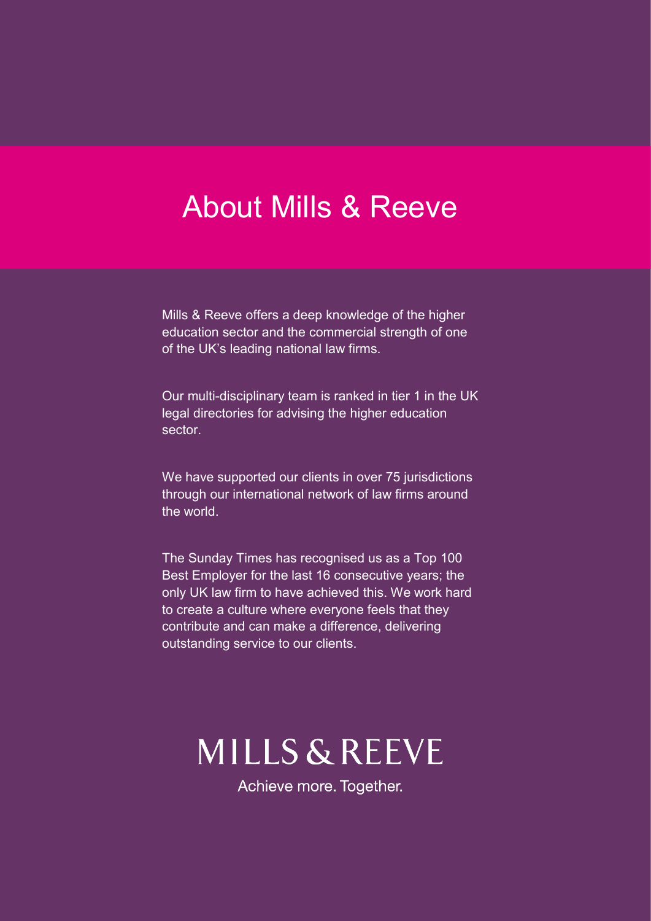# About Mills & Reeve

Mills & Reeve offers a deep knowledge of the higher education sector and the commercial strength of one of the UK's leading national law firms.

Our multi-disciplinary team is ranked in tier 1 in the UK legal directories for advising the higher education sector.

We have supported our clients in over 75 jurisdictions through our international network of law firms around the world.

The Sunday Times has recognised us as a Top 100 Best Employer for the last 16 consecutive years; the only UK law firm to have achieved this. We work hard to create a culture where everyone feels that they contribute and can make a difference, delivering outstanding service to our clients.

MILLS & REEVE

Achieve more. Together.